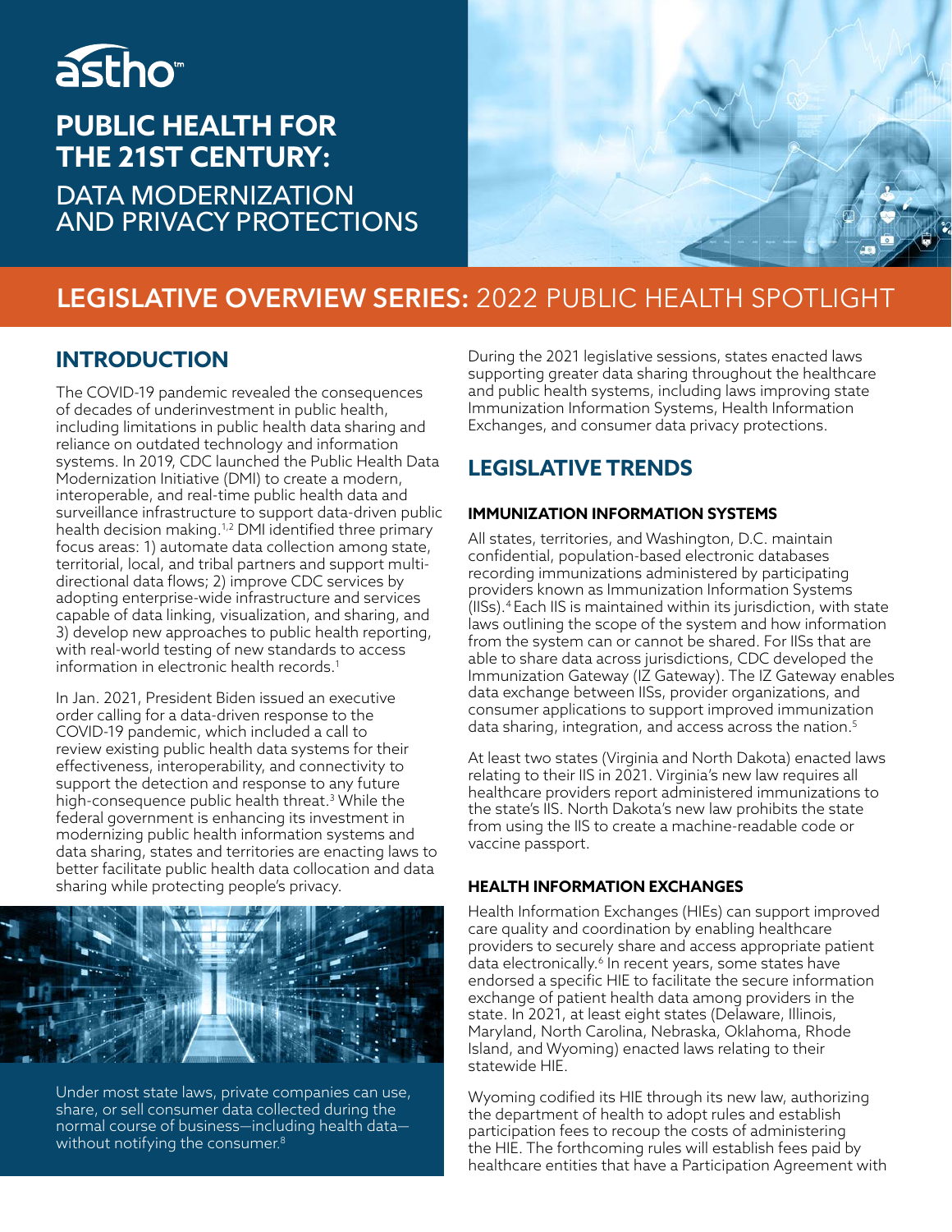# PUBLIC HEALTH FOR THE 21ST CENTURY: DATA MODERNIZATION AND PRIVACY PROTECTIONS

## LEGISLATIVE OVERVIEW SERIES: 2022 PUBLIC HEALTH SPOTLIGHT

## INTRODUCTION

The COVID-19 pandemic revealed the consequences of decades of underinvestment in public health, including limitations in public health data sharing and reliance on outdated technology and information systems. In 2019, CDC launched the Public Health Data Modernization Initiative (DMI) to create a modern, interoperable, and real-time public health data and surveillance infrastructure to support data-driven public health decision making.[1,2] DMI identified three primary focus areas: 1) automate data collection among state, territorial, local, and tribal partners and support multi-directional data flows; 2) improve CDC services by adopting enterprise-wide infrastructure and services capable of data linking, visualization, and sharing, and 3) develop new approaches to public health reporting, with real-world testing of new standards to access information in electronic health records.[1]

In Jan. 2021, President Biden issued an executive order calling for a data-driven response to the COVID-19 pandemic, which included a call to review existing public health data systems for their effectiveness, interoperability, and connectivity to support the detection and response to any future high-consequence public health threat.[3] While the federal government is enhancing its investment in modernizing public health information systems and data sharing, states and territories are enacting laws to better facilitate public health data collocation and data sharing while protecting people's privacy.

Under most state laws, private companies can use, share, or sell consumer data collected during the normal course of business—including health data—without notifying the consumer.[8]

During the 2021 legislative sessions, states enacted laws supporting greater data sharing throughout the healthcare and public health systems, including laws improving state Immunization Information Systems, Health Information Exchanges, and consumer data privacy protections.

## LEGISLATIVE TRENDS

### IMMUNIZATION INFORMATION SYSTEMS

All states, territories, and Washington, D.C. maintain confidential, population-based electronic databases recording immunizations administered by participating providers known as Immunization Information Systems (IISs).[4] Each IIS is maintained within its jurisdiction, with state laws outlining the scope of the system and how information from the system can or cannot be shared. For IISs that are able to share data across jurisdictions, CDC developed the Immunization Gateway (IZ Gateway). The IZ Gateway enables data exchange between IISs, provider organizations, and consumer applications to support improved immunization data sharing, integration, and access across the nation.[5]

At least two states (Virginia and North Dakota) enacted laws relating to their IIS in 2021. Virginia's new law requires all healthcare providers report administered immunizations to the state's IIS. North Dakota's new law prohibits the state from using the IIS to create a machine-readable code or vaccine passport.

### HEALTH INFORMATION EXCHANGES

Health Information Exchanges (HIEs) can support improved care quality and coordination by enabling healthcare providers to securely share and access appropriate patient data electronically.[6] In recent years, some states have endorsed a specific HIE to facilitate the secure information exchange of patient health data among providers in the state. In 2021, at least eight states (Delaware, Illinois, Maryland, North Carolina, Nebraska, Oklahoma, Rhode Island, and Wyoming) enacted laws relating to their statewide HIE.

Wyoming codified its HIE through its new law, authorizing the department of health to adopt rules and establish participation fees to recoup the costs of administering the HIE. The forthcoming rules will establish fees paid by healthcare entities that have a Participation Agreement with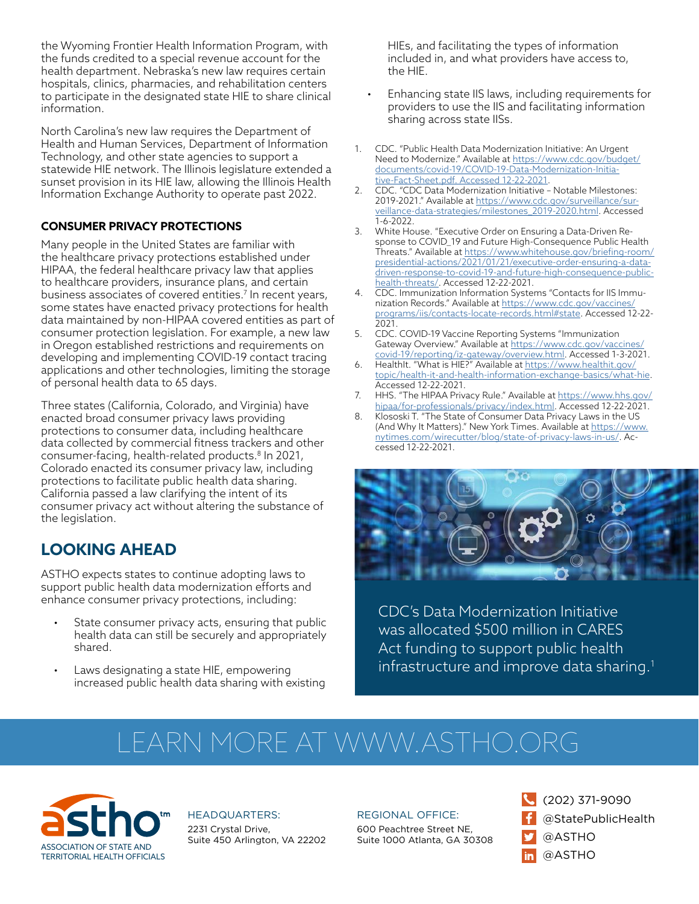the Wyoming Frontier Health Information Program, with the funds credited to a special revenue account for the health department. Nebraska's new law requires certain hospitals, clinics, pharmacies, and rehabilitation centers to participate in the designated state HIE to share clinical information.

North Carolina's new law requires the Department of Health and Human Services, Department of Information Technology, and other state agencies to support a statewide HIE network. The Illinois legislature extended a sunset provision in its HIE law, allowing the Illinois Health Information Exchange Authority to operate past 2022.

### CONSUMER PRIVACY PROTECTIONS

Many people in the United States are familiar with the healthcare privacy protections established under HIPAA, the federal healthcare privacy law that applies to healthcare providers, insurance plans, and certain business associates of covered entities.[7] In recent years, some states have enacted privacy protections for health data maintained by non-HIPAA covered entities as part of consumer protection legislation. For example, a new law in Oregon established restrictions and requirements on developing and implementing COVID-19 contact tracing applications and other technologies, limiting the storage of personal health data to 65 days.

Three states (California, Colorado, and Virginia) have enacted broad consumer privacy laws providing protections to consumer data, including healthcare data collected by commercial fitness trackers and other consumer-facing, health-related products.[8] In 2021, Colorado enacted its consumer privacy law, including protections to facilitate public health data sharing. California passed a law clarifying the intent of its consumer privacy act without altering the substance of the legislation.

## LOOKING AHEAD

ASTHO expects states to continue adopting laws to support public health data modernization efforts and enhance consumer privacy protections, including:

- State consumer privacy acts, ensuring that public health data can still be securely and appropriately shared.
- Laws designating a state HIE, empowering increased public health data sharing with existing HIEs, and facilitating the types of information included in, and what providers have access to, the HIE.
- Enhancing state IIS laws, including requirements for providers to use the IIS and facilitating information sharing across state IISs.

1. CDC. "Public Health Data Modernization Initiative: An Urgent Need to Modernize." Available at https://www.cdc.gov/budget/documents/covid-19/COVID-19-Data-Modernization-Initiative-Fact-Sheet.pdf. Accessed 12-22-2021.
2. CDC. "CDC Data Modernization Initiative – Notable Milestones: 2019-2021." Available at https://www.cdc.gov/surveillance/surveillance-data-strategies/milestones_2019-2020.html. Accessed 1-6-2022.
3. White House. "Executive Order on Ensuring a Data-Driven Response to COVID_19 and Future High-Consequence Public Health Threats." Available at https://www.whitehouse.gov/briefing-room/presidential-actions/2021/01/21/executive-order-ensuring-a-data-driven-response-to-covid-19-and-future-high-consequence-public-health-threats/. Accessed 12-22-2021.
4. CDC. Immunization Information Systems "Contacts for IIS Immunization Records." Available at https://www.cdc.gov/vaccines/programs/iis/contacts-locate-records.html#state. Accessed 12-22-2021.
5. CDC. COVID-19 Vaccine Reporting Systems "Immunization Gateway Overview." Available at https://www.cdc.gov/vaccines/covid-19/reporting/iz-gateway/overview.html. Accessed 1-3-2021.
6. HealthIt. "What is HIE?" Available at https://www.healthit.gov/topic/health-it-and-health-information-exchange-basics/what-hie. Accessed 12-22-2021.
7. HHS. "The HIPAA Privacy Rule." Available at https://www.hhs.gov/hipaa/for-professionals/privacy/index.html. Accessed 12-22-2021.
8. Klososki T. "The State of Consumer Data Privacy Laws in the US (And Why It Matters)." New York Times. Available at https://www.nytimes.com/wirecutter/blog/state-of-privacy-laws-in-us/. Accessed 12-22-2021.

CDC's Data Modernization Initiative was allocated $500 million in CARES Act funding to support public health infrastructure and improve data sharing.[1]

LEARN MORE AT WWW.ASTHO.ORG

astho™ ASSOCIATION OF STATE AND TERRITORIAL HEALTH OFFICIALS

HEADQUARTERS:
2231 Crystal Drive,
Suite 450 Arlington, VA 22202

REGIONAL OFFICE:
600 Peachtree Street NE,
Suite 1000 Atlanta, GA 30308

(202) 371-9090
@StatePublicHealth
@ASTHO
@ASTHO